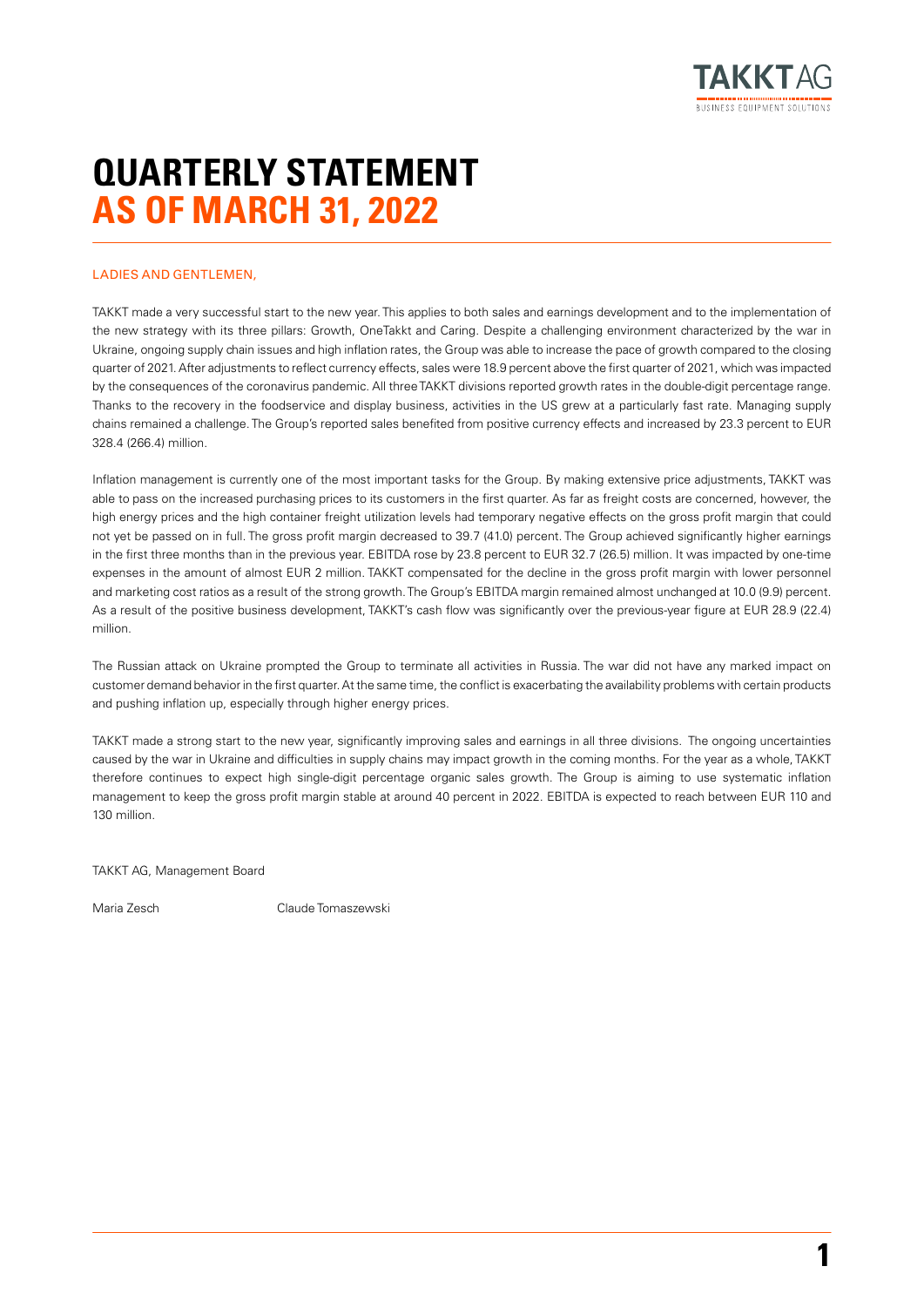# QUARTERLY STATEMENT
# AS OF MARCH 31, 2022

LADIES AND GENTLEMEN,

TAKKT made a very successful start to the new year. This applies to both sales and earnings development and to the implementation of the new strategy with its three pillars: Growth, OneTakkt and Caring. Despite a challenging environment characterized by the war in Ukraine, ongoing supply chain issues and high inflation rates, the Group was able to increase the pace of growth compared to the closing quarter of 2021. After adjustments to reflect currency effects, sales were 18.9 percent above the first quarter of 2021, which was impacted by the consequences of the coronavirus pandemic. All three TAKKT divisions reported growth rates in the double-digit percentage range. Thanks to the recovery in the foodservice and display business, activities in the US grew at a particularly fast rate. Managing supply chains remained a challenge. The Group's reported sales benefited from positive currency effects and increased by 23.3 percent to EUR 328.4 (266.4) million.

Inflation management is currently one of the most important tasks for the Group. By making extensive price adjustments, TAKKT was able to pass on the increased purchasing prices to its customers in the first quarter. As far as freight costs are concerned, however, the high energy prices and the high container freight utilization levels had temporary negative effects on the gross profit margin that could not yet be passed on in full. The gross profit margin decreased to 39.7 (41.0) percent. The Group achieved significantly higher earnings in the first three months than in the previous year. EBITDA rose by 23.8 percent to EUR 32.7 (26.5) million. It was impacted by one-time expenses in the amount of almost EUR 2 million. TAKKT compensated for the decline in the gross profit margin with lower personnel and marketing cost ratios as a result of the strong growth. The Group's EBITDA margin remained almost unchanged at 10.0 (9.9) percent. As a result of the positive business development, TAKKT's cash flow was significantly over the previous-year figure at EUR 28.9 (22.4) million.

The Russian attack on Ukraine prompted the Group to terminate all activities in Russia. The war did not have any marked impact on customer demand behavior in the first quarter. At the same time, the conflict is exacerbating the availability problems with certain products and pushing inflation up, especially through higher energy prices.

TAKKT made a strong start to the new year, significantly improving sales and earnings in all three divisions. The ongoing uncertainties caused by the war in Ukraine and difficulties in supply chains may impact growth in the coming months. For the year as a whole, TAKKT therefore continues to expect high single-digit percentage organic sales growth. The Group is aiming to use systematic inflation management to keep the gross profit margin stable at around 40 percent in 2022. EBITDA is expected to reach between EUR 110 and 130 million.

TAKKT AG, Management Board

Maria Zesch Claude Tomaszewski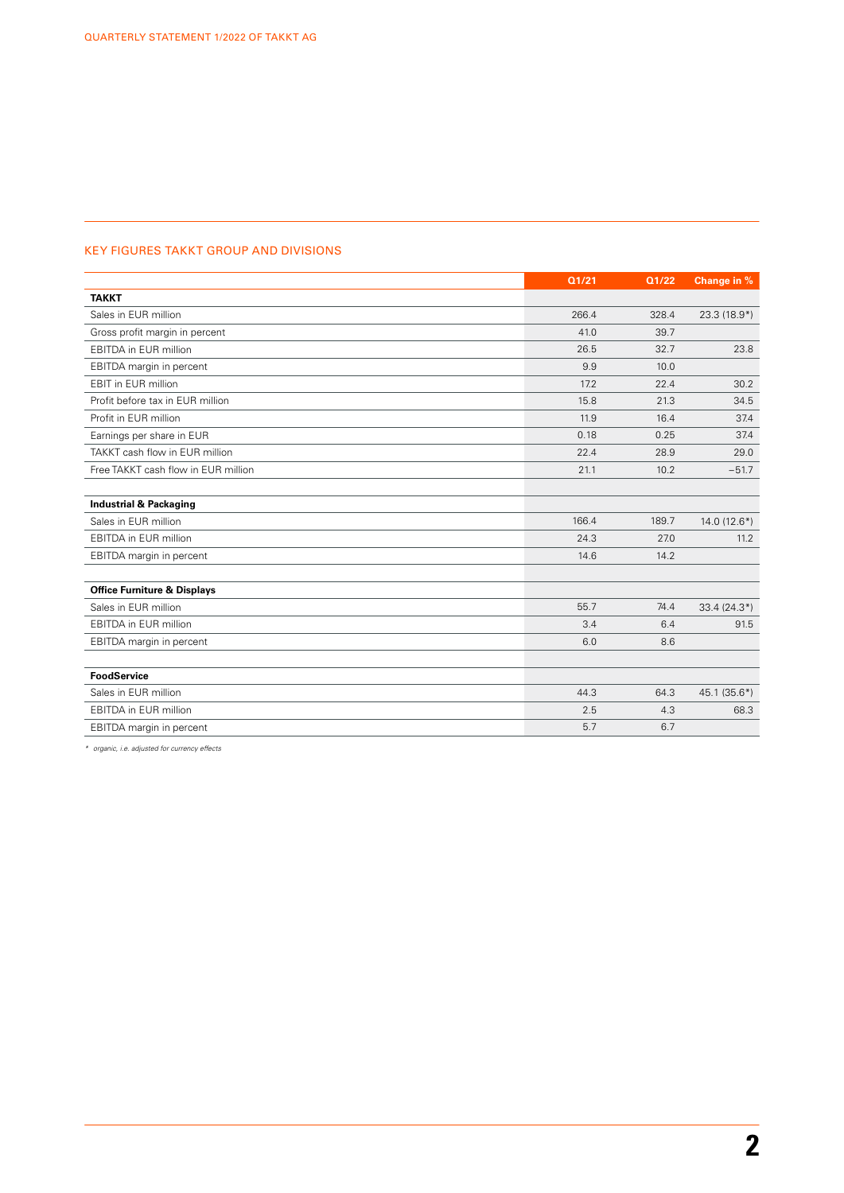## KEY FIGURES TAKKT GROUP AND DIVISIONS

| | Q1/21 | Q1/22 | Change in % |
|---|---|---|---|
| **TAKKT** | | | |
| Sales in EUR million | 266.4 | 328.4 | 23.3 (18.9*) |
| Gross profit margin in percent | 41.0 | 39.7 | |
| EBITDA in EUR million | 26.5 | 32.7 | 23.8 |
| EBITDA margin in percent | 9.9 | 10.0 | |
| EBIT in EUR million | 17.2 | 22.4 | 30.2 |
| Profit before tax in EUR million | 15.8 | 21.3 | 34.5 |
| Profit in EUR million | 11.9 | 16.4 | 37.4 |
| Earnings per share in EUR | 0.18 | 0.25 | 37.4 |
| TAKKT cash flow in EUR million | 22.4 | 28.9 | 29.0 |
| Free TAKKT cash flow in EUR million | 21.1 | 10.2 | −51.7 |
| | | | |
| **Industrial & Packaging** | | | |
| Sales in EUR million | 166.4 | 189.7 | 14.0 (12.6*) |
| EBITDA in EUR million | 24.3 | 27.0 | 11.2 |
| EBITDA margin in percent | 14.6 | 14.2 | |
| | | | |
| **Office Furniture & Displays** | | | |
| Sales in EUR million | 55.7 | 74.4 | 33.4 (24.3*) |
| EBITDA in EUR million | 3.4 | 6.4 | 91.5 |
| EBITDA margin in percent | 6.0 | 8.6 | |
| | | | |
| **FoodService** | | | |
| Sales in EUR million | 44.3 | 64.3 | 45.1 (35.6*) |
| EBITDA in EUR million | 2.5 | 4.3 | 68.3 |
| EBITDA margin in percent | 5.7 | 6.7 | |

*\* organic, i.e. adjusted for currency effects*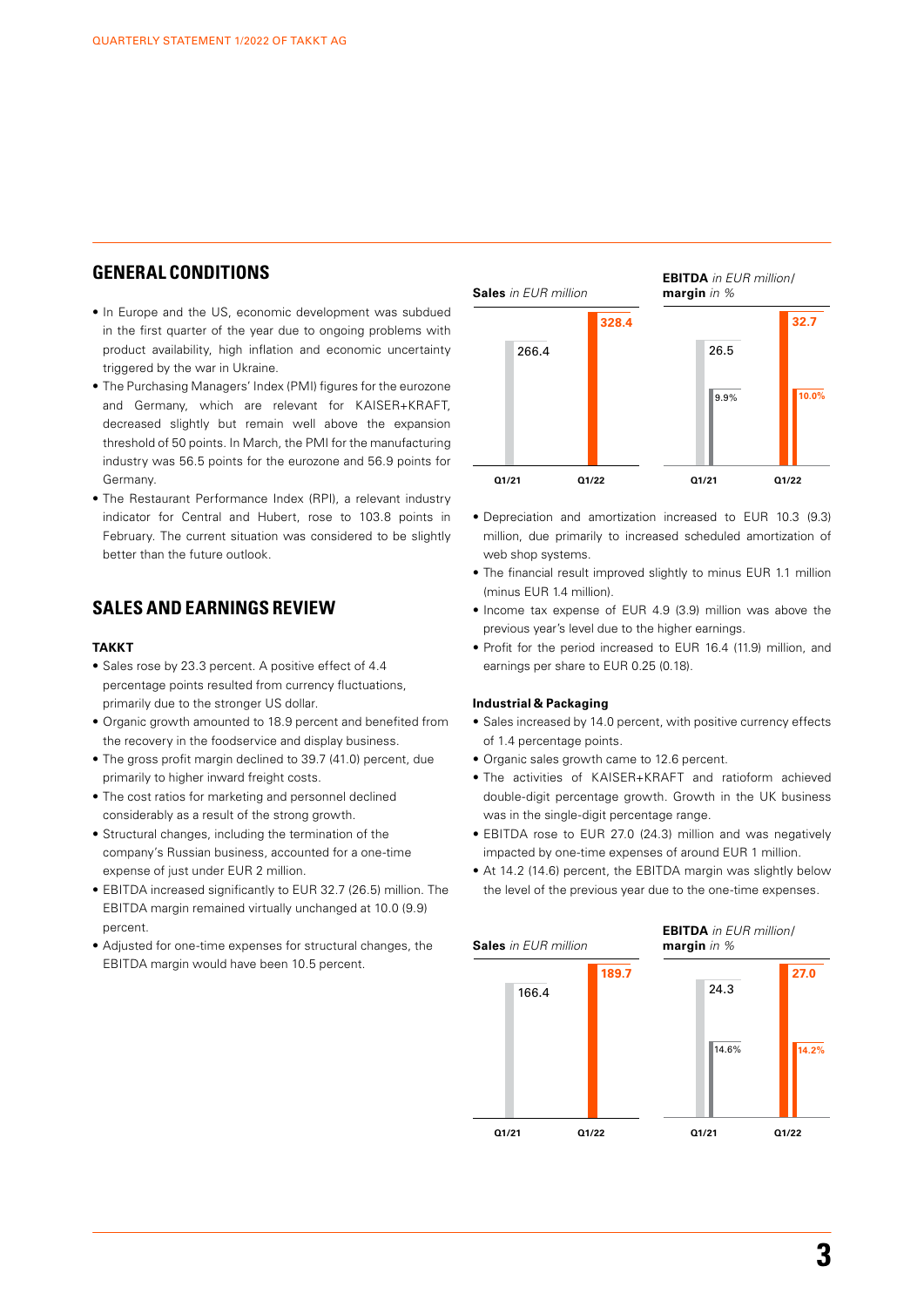## GENERAL CONDITIONS

- In Europe and the US, economic development was subdued in the first quarter of the year due to ongoing problems with product availability, high inflation and economic uncertainty triggered by the war in Ukraine.
- The Purchasing Managers' Index (PMI) figures for the eurozone and Germany, which are relevant for KAISER+KRAFT, decreased slightly but remain well above the expansion threshold of 50 points. In March, the PMI for the manufacturing industry was 56.5 points for the eurozone and 56.9 points for Germany.
- The Restaurant Performance Index (RPI), a relevant industry indicator for Central and Hubert, rose to 103.8 points in February. The current situation was considered to be slightly better than the future outlook.

## SALES AND EARNINGS REVIEW

### TAKKT

- Sales rose by 23.3 percent. A positive effect of 4.4 percentage points resulted from currency fluctuations, primarily due to the stronger US dollar.
- Organic growth amounted to 18.9 percent and benefited from the recovery in the foodservice and display business.
- The gross profit margin declined to 39.7 (41.0) percent, due primarily to higher inward freight costs.
- The cost ratios for marketing and personnel declined considerably as a result of the strong growth.
- Structural changes, including the termination of the company's Russian business, accounted for a one-time expense of just under EUR 2 million.
- EBITDA increased significantly to EUR 32.7 (26.5) million. The EBITDA margin remained virtually unchanged at 10.0 (9.9) percent.
- Adjusted for one-time expenses for structural changes, the EBITDA margin would have been 10.5 percent.

**Sales** *in EUR million*

| | Q1/21 | Q1/22 |
|---|---|---|
| Sales | 266.4 | 328.4 |

**EBITDA** *in EUR million*/ **margin** *in %*

| | Q1/21 | Q1/22 |
|---|---|---|
| EBITDA | 26.5 | 32.7 |
| Margin | 9.9% | 10.0% |

- Depreciation and amortization increased to EUR 10.3 (9.3) million, due primarily to increased scheduled amortization of web shop systems.
- The financial result improved slightly to minus EUR 1.1 million (minus EUR 1.4 million).
- Income tax expense of EUR 4.9 (3.9) million was above the previous year's level due to the higher earnings.
- Profit for the period increased to EUR 16.4 (11.9) million, and earnings per share to EUR 0.25 (0.18).

### Industrial & Packaging

- Sales increased by 14.0 percent, with positive currency effects of 1.4 percentage points.
- Organic sales growth came to 12.6 percent.
- The activities of KAISER+KRAFT and ratioform achieved double-digit percentage growth. Growth in the UK business was in the single-digit percentage range.
- EBITDA rose to EUR 27.0 (24.3) million and was negatively impacted by one-time expenses of around EUR 1 million.
- At 14.2 (14.6) percent, the EBITDA margin was slightly below the level of the previous year due to the one-time expenses.

**Sales** *in EUR million*

| | Q1/21 | Q1/22 |
|---|---|---|
| Sales | 166.4 | 189.7 |

**EBITDA** *in EUR million*/ **margin** *in %*

| | Q1/21 | Q1/22 |
|---|---|---|
| EBITDA | 24.3 | 27.0 |
| Margin | 14.6% | 14.2% |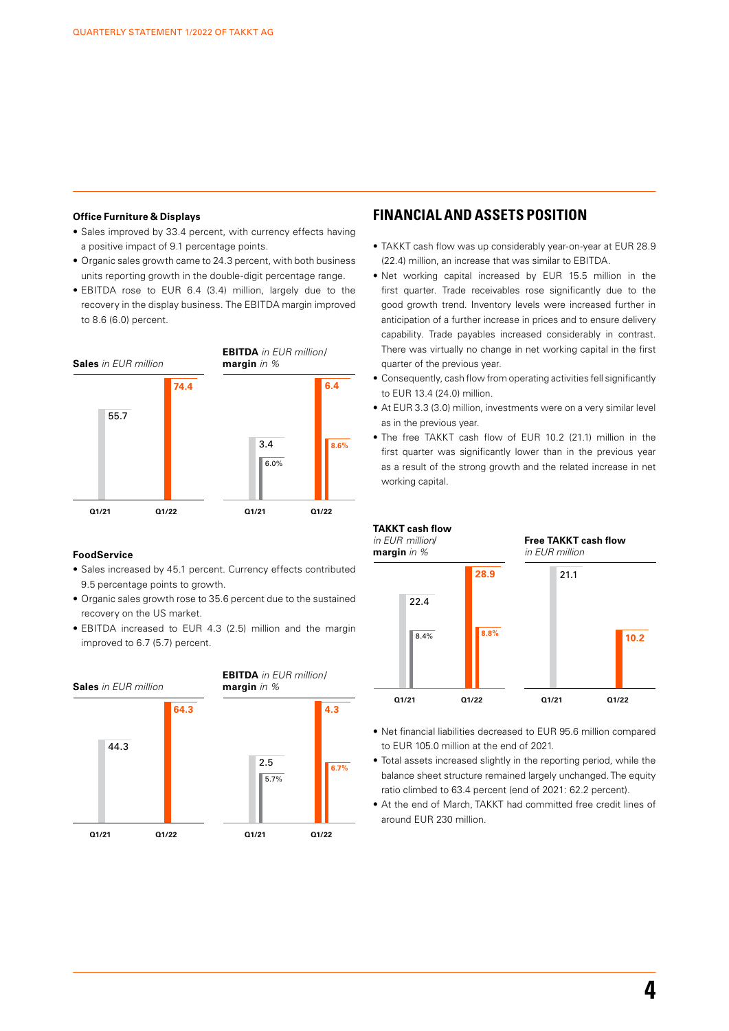### Office Furniture & Displays

- Sales improved by 33.4 percent, with currency effects having a positive impact of 9.1 percentage points.
- Organic sales growth came to 24.3 percent, with both business units reporting growth in the double-digit percentage range.
- EBITDA rose to EUR 6.4 (3.4) million, largely due to the recovery in the display business. The EBITDA margin improved to 8.6 (6.0) percent.

**Sales** *in EUR million*

| | Q1/21 | Q1/22 |
|---|---|---|
| Sales | 55.7 | 74.4 |

**EBITDA** *in EUR million/* **margin** *in %*

| | Q1/21 | Q1/22 |
|---|---|---|
| EBITDA | 3.4 | 6.4 |
| Margin | 6.0% | 8.6% |

### FoodService

- Sales increased by 45.1 percent. Currency effects contributed 9.5 percentage points to growth.
- Organic sales growth rose to 35.6 percent due to the sustained recovery on the US market.
- EBITDA increased to EUR 4.3 (2.5) million and the margin improved to 6.7 (5.7) percent.

**Sales** *in EUR million*

| | Q1/21 | Q1/22 |
|---|---|---|
| Sales | 44.3 | 64.3 |

**EBITDA** *in EUR million/* **margin** *in %*

| | Q1/21 | Q1/22 |
|---|---|---|
| EBITDA | 2.5 | 4.3 |
| Margin | 5.7% | 6.7% |

## FINANCIAL AND ASSETS POSITION

- TAKKT cash flow was up considerably year-on-year at EUR 28.9 (22.4) million, an increase that was similar to EBITDA.
- Net working capital increased by EUR 15.5 million in the first quarter. Trade receivables rose significantly due to the good growth trend. Inventory levels were increased further in anticipation of a further increase in prices and to ensure delivery capability. Trade payables increased considerably in contrast. There was virtually no change in net working capital in the first quarter of the previous year.
- Consequently, cash flow from operating activities fell significantly to EUR 13.4 (24.0) million.
- At EUR 3.3 (3.0) million, investments were on a very similar level as in the previous year.
- The free TAKKT cash flow of EUR 10.2 (21.1) million in the first quarter was significantly lower than in the previous year as a result of the strong growth and the related increase in net working capital.

**TAKKT cash flow** *in EUR million/* **margin** *in %*

| | Q1/21 | Q1/22 |
|---|---|---|
| TAKKT cash flow | 22.4 | 28.9 |
| Margin | 8.4% | 8.8% |

**Free TAKKT cash flow** *in EUR million*

| | Q1/21 | Q1/22 |
|---|---|---|
| Free TAKKT cash flow | 21.1 | 10.2 |

- Net financial liabilities decreased to EUR 95.6 million compared to EUR 105.0 million at the end of 2021.
- Total assets increased slightly in the reporting period, while the balance sheet structure remained largely unchanged. The equity ratio climbed to 63.4 percent (end of 2021: 62.2 percent).
- At the end of March, TAKKT had committed free credit lines of around EUR 230 million.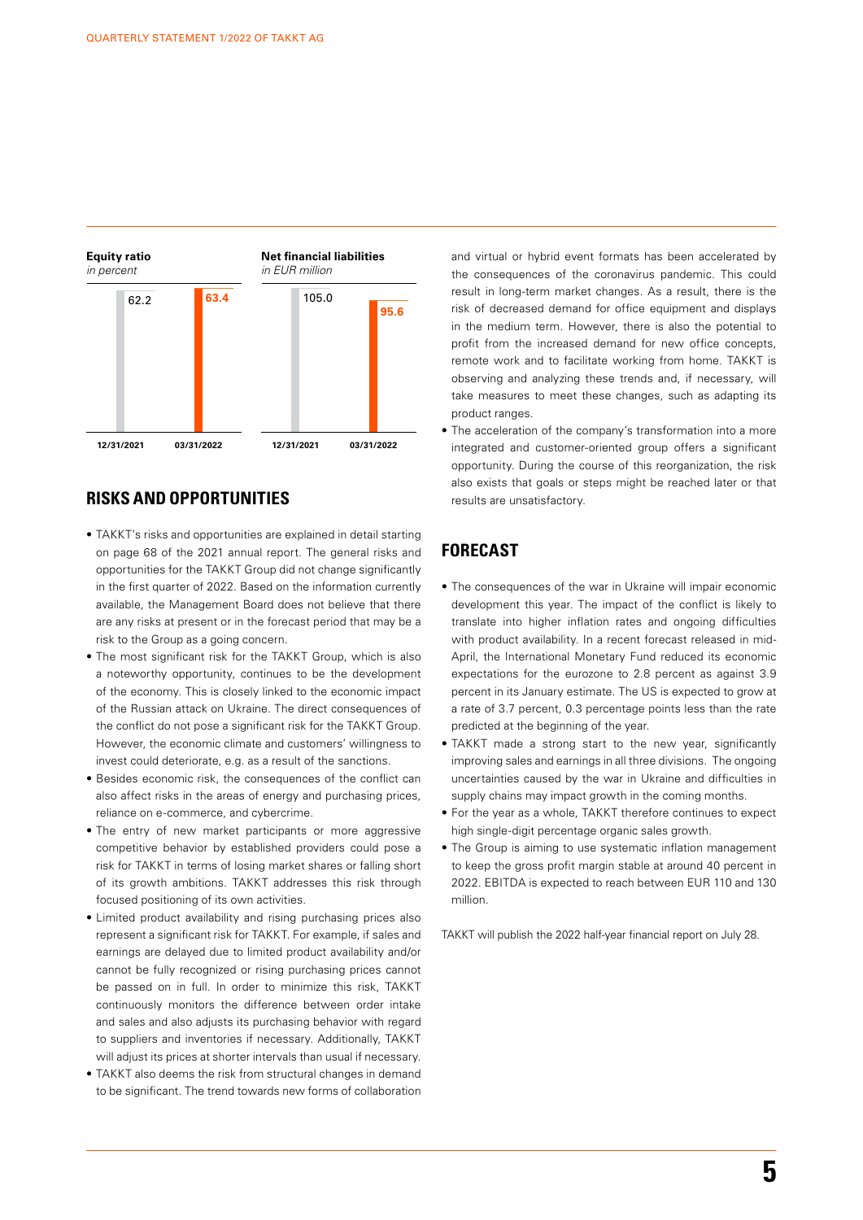**Equity ratio**
*in percent*

| 12/31/2021 | 03/31/2022 |
| --- | --- |
| 62.2 | 63.4 |

**Net financial liabilities**
*in EUR million*

| 12/31/2021 | 03/31/2022 |
| --- | --- |
| 105.0 | 95.6 |

## RISKS AND OPPORTUNITIES

- TAKKT's risks and opportunities are explained in detail starting on page 68 of the 2021 annual report. The general risks and opportunities for the TAKKT Group did not change significantly in the first quarter of 2022. Based on the information currently available, the Management Board does not believe that there are any risks at present or in the forecast period that may be a risk to the Group as a going concern.
- The most significant risk for the TAKKT Group, which is also a noteworthy opportunity, continues to be the development of the economy. This is closely linked to the economic impact of the Russian attack on Ukraine. The direct consequences of the conflict do not pose a significant risk for the TAKKT Group. However, the economic climate and customers' willingness to invest could deteriorate, e.g. as a result of the sanctions.
- Besides economic risk, the consequences of the conflict can also affect risks in the areas of energy and purchasing prices, reliance on e-commerce, and cybercrime.
- The entry of new market participants or more aggressive competitive behavior by established providers could pose a risk for TAKKT in terms of losing market shares or falling short of its growth ambitions. TAKKT addresses this risk through focused positioning of its own activities.
- Limited product availability and rising purchasing prices also represent a significant risk for TAKKT. For example, if sales and earnings are delayed due to limited product availability and/or cannot be fully recognized or rising purchasing prices cannot be passed on in full. In order to minimize this risk, TAKKT continuously monitors the difference between order intake and sales and also adjusts its purchasing behavior with regard to suppliers and inventories if necessary. Additionally, TAKKT will adjust its prices at shorter intervals than usual if necessary.
- TAKKT also deems the risk from structural changes in demand to be significant. The trend towards new forms of collaboration and virtual or hybrid event formats has been accelerated by the consequences of the coronavirus pandemic. This could result in long-term market changes. As a result, there is the risk of decreased demand for office equipment and displays in the medium term. However, there is also the potential to profit from the increased demand for new office concepts, remote work and to facilitate working from home. TAKKT is observing and analyzing these trends and, if necessary, will take measures to meet these changes, such as adapting its product ranges.
- The acceleration of the company's transformation into a more integrated and customer-oriented group offers a significant opportunity. During the course of this reorganization, the risk also exists that goals or steps might be reached later or that results are unsatisfactory.

## FORECAST

- The consequences of the war in Ukraine will impair economic development this year. The impact of the conflict is likely to translate into higher inflation rates and ongoing difficulties with product availability. In a recent forecast released in mid-April, the International Monetary Fund reduced its economic expectations for the eurozone to 2.8 percent as against 3.9 percent in its January estimate. The US is expected to grow at a rate of 3.7 percent, 0.3 percentage points less than the rate predicted at the beginning of the year.
- TAKKT made a strong start to the new year, significantly improving sales and earnings in all three divisions. The ongoing uncertainties caused by the war in Ukraine and difficulties in supply chains may impact growth in the coming months.
- For the year as a whole, TAKKT therefore continues to expect high single-digit percentage organic sales growth.
- The Group is aiming to use systematic inflation management to keep the gross profit margin stable at around 40 percent in 2022. EBITDA is expected to reach between EUR 110 and 130 million.

TAKKT will publish the 2022 half-year financial report on July 28.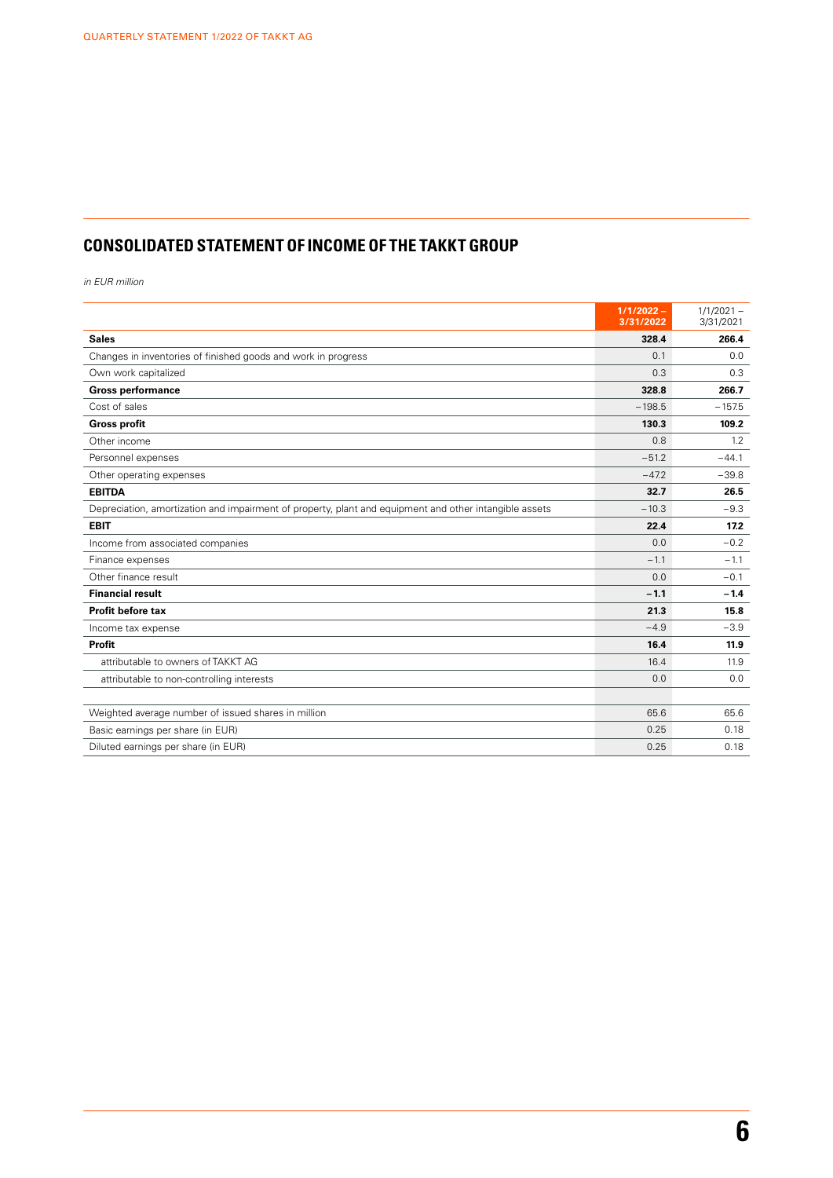## CONSOLIDATED STATEMENT OF INCOME OF THE TAKKT GROUP

*in EUR million*

| | 1/1/2022 – 3/31/2022 | 1/1/2021 – 3/31/2021 |
|---|---|---|
| **Sales** | **328.4** | **266.4** |
| Changes in inventories of finished goods and work in progress | 0.1 | 0.0 |
| Own work capitalized | 0.3 | 0.3 |
| **Gross performance** | **328.8** | **266.7** |
| Cost of sales | – 198.5 | – 157.5 |
| **Gross profit** | **130.3** | **109.2** |
| Other income | 0.8 | 1.2 |
| Personnel expenses | – 51.2 | – 44.1 |
| Other operating expenses | – 47.2 | – 39.8 |
| **EBITDA** | **32.7** | **26.5** |
| Depreciation, amortization and impairment of property, plant and equipment and other intangible assets | – 10.3 | – 9.3 |
| **EBIT** | **22.4** | **17.2** |
| Income from associated companies | 0.0 | – 0.2 |
| Finance expenses | – 1.1 | – 1.1 |
| Other finance result | 0.0 | – 0.1 |
| **Financial result** | **– 1.1** | **– 1.4** |
| **Profit before tax** | **21.3** | **15.8** |
| Income tax expense | – 4.9 | – 3.9 |
| **Profit** | **16.4** | **11.9** |
| attributable to owners of TAKKT AG | 16.4 | 11.9 |
| attributable to non-controlling interests | 0.0 | 0.0 |
| | | |
| Weighted average number of issued shares in million | 65.6 | 65.6 |
| Basic earnings per share (in EUR) | 0.25 | 0.18 |
| Diluted earnings per share (in EUR) | 0.25 | 0.18 |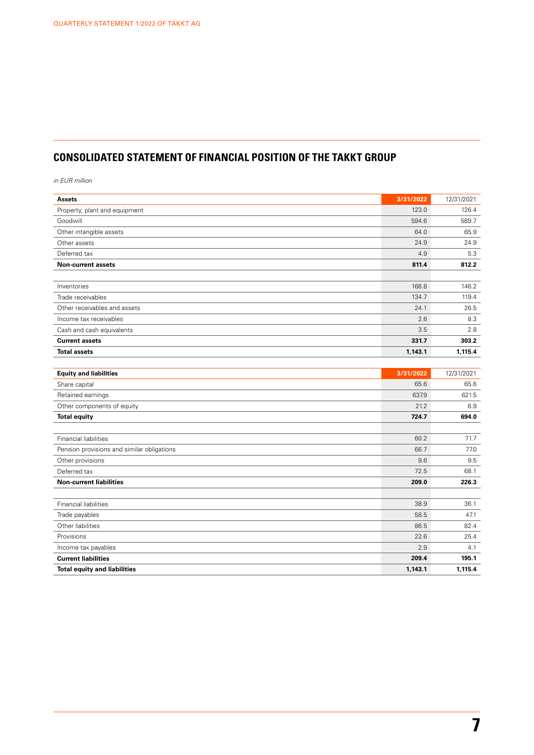## CONSOLIDATED STATEMENT OF FINANCIAL POSITION OF THE TAKKT GROUP

*in EUR million*

| **Assets** | **3/31/2022** | 12/31/2021 |
|---|---|---|
| Property, plant and equipment | 123.0 | 126.4 |
| Goodwill | 594.6 | 589.7 |
| Other intangible assets | 64.0 | 65.9 |
| Other assets | 24.9 | 24.9 |
| Deferred tax | 4.9 | 5.3 |
| **Non-current assets** | **811.4** | **812.2** |
| | | |
| Inventories | 166.8 | 146.2 |
| Trade receivables | 134.7 | 119.4 |
| Other receivables and assets | 24.1 | 26.5 |
| Income tax receivables | 2.6 | 8.3 |
| Cash and cash equivalents | 3.5 | 2.8 |
| **Current assets** | **331.7** | **303.2** |
| **Total assets** | **1,143.1** | **1,115.4** |

| **Equity and liabilities** | **3/31/2022** | 12/31/2021 |
|---|---|---|
| Share capital | 65.6 | 65.6 |
| Retained earnings | 637.9 | 621.5 |
| Other components of equity | 21.2 | 6.9 |
| **Total equity** | **724.7** | **694.0** |
| | | |
| Financial liabilities | 60.2 | 71.7 |
| Pension provisions and similar obligations | 66.7 | 77.0 |
| Other provisions | 9.6 | 9.5 |
| Deferred tax | 72.5 | 68.1 |
| **Non-current liabilities** | **209.0** | **226.3** |
| | | |
| Financial liabilities | 38.9 | 36.1 |
| Trade payables | 58.5 | 47.1 |
| Other liabilities | 86.5 | 82.4 |
| Provisions | 22.6 | 25.4 |
| Income tax payables | 2.9 | 4.1 |
| **Current liabilities** | **209.4** | **195.1** |
| **Total equity and liabilities** | **1,143.1** | **1,115.4** |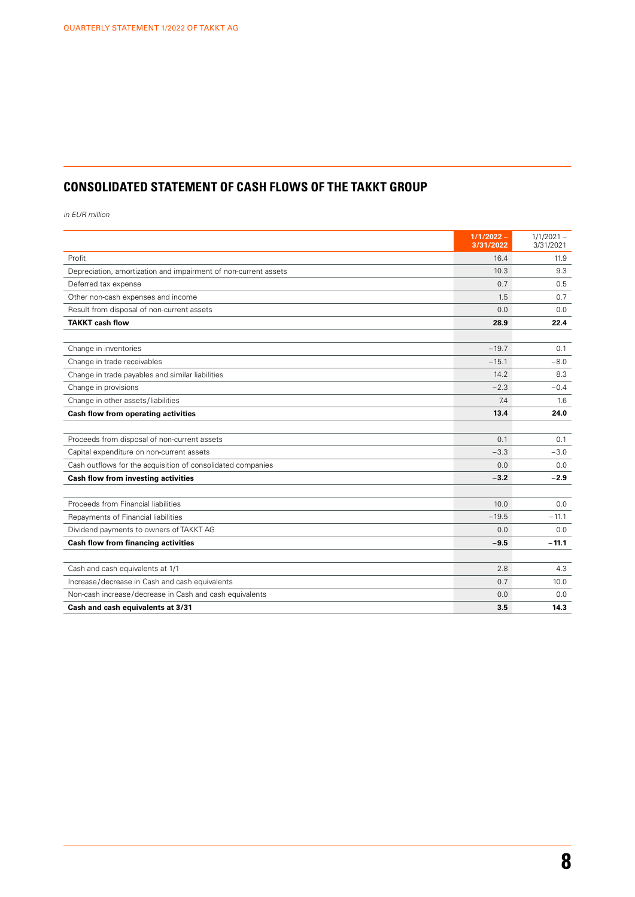## CONSOLIDATED STATEMENT OF CASH FLOWS OF THE TAKKT GROUP

*in EUR million*

| | **1/1/2022 – 3/31/2022** | 1/1/2021 – 3/31/2021 |
|---|---|---|
| Profit | 16.4 | 11.9 |
| Depreciation, amortization and impairment of non-current assets | 10.3 | 9.3 |
| Deferred tax expense | 0.7 | 0.5 |
| Other non-cash expenses and income | 1.5 | 0.7 |
| Result from disposal of non-current assets | 0.0 | 0.0 |
| **TAKKT cash flow** | **28.9** | **22.4** |
| | | |
| Change in inventories | –19.7 | 0.1 |
| Change in trade receivables | –15.1 | –8.0 |
| Change in trade payables and similar liabilities | 14.2 | 8.3 |
| Change in provisions | –2.3 | –0.4 |
| Change in other assets/liabilities | 7.4 | 1.6 |
| **Cash flow from operating activities** | **13.4** | **24.0** |
| | | |
| Proceeds from disposal of non-current assets | 0.1 | 0.1 |
| Capital expenditure on non-current assets | –3.3 | –3.0 |
| Cash outflows for the acquisition of consolidated companies | 0.0 | 0.0 |
| **Cash flow from investing activities** | **–3.2** | **–2.9** |
| | | |
| Proceeds from Financial liabilities | 10.0 | 0.0 |
| Repayments of Financial liabilities | –19.5 | –11.1 |
| Dividend payments to owners of TAKKT AG | 0.0 | 0.0 |
| **Cash flow from financing activities** | **–9.5** | **–11.1** |
| | | |
| Cash and cash equivalents at 1/1 | 2.8 | 4.3 |
| Increase/decrease in Cash and cash equivalents | 0.7 | 10.0 |
| Non-cash increase/decrease in Cash and cash equivalents | 0.0 | 0.0 |
| **Cash and cash equivalents at 3/31** | **3.5** | **14.3** |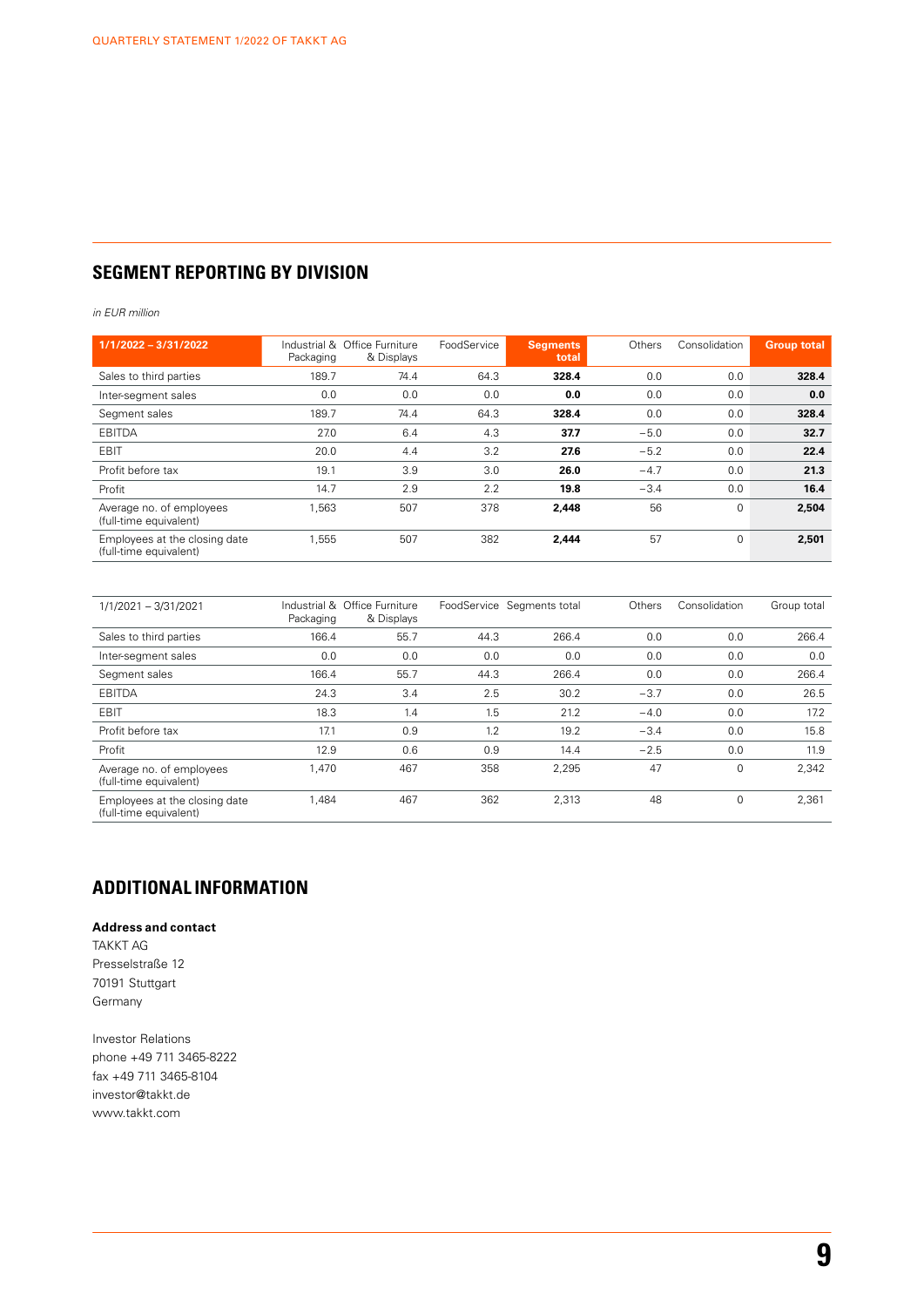## SEGMENT REPORTING BY DIVISION

*in EUR million*

| 1/1/2022 – 3/31/2022 | Industrial & Packaging | Office Furniture & Displays | FoodService | Segments total | Others | Consolidation | Group total |
|---|---|---|---|---|---|---|---|
| Sales to third parties | 189.7 | 74.4 | 64.3 | **328.4** | 0.0 | 0.0 | **328.4** |
| Inter-segment sales | 0.0 | 0.0 | 0.0 | **0.0** | 0.0 | 0.0 | **0.0** |
| Segment sales | 189.7 | 74.4 | 64.3 | **328.4** | 0.0 | 0.0 | **328.4** |
| EBITDA | 27.0 | 6.4 | 4.3 | **37.7** | –5.0 | 0.0 | **32.7** |
| EBIT | 20.0 | 4.4 | 3.2 | **27.6** | –5.2 | 0.0 | **22.4** |
| Profit before tax | 19.1 | 3.9 | 3.0 | **26.0** | –4.7 | 0.0 | **21.3** |
| Profit | 14.7 | 2.9 | 2.2 | **19.8** | –3.4 | 0.0 | **16.4** |
| Average no. of employees (full-time equivalent) | 1,563 | 507 | 378 | **2,448** | 56 | 0 | **2,504** |
| Employees at the closing date (full-time equivalent) | 1,555 | 507 | 382 | **2,444** | 57 | 0 | **2,501** |

| 1/1/2021 – 3/31/2021 | Industrial & Packaging | Office Furniture & Displays | FoodService | Segments total | Others | Consolidation | Group total |
|---|---|---|---|---|---|---|---|
| Sales to third parties | 166.4 | 55.7 | 44.3 | 266.4 | 0.0 | 0.0 | 266.4 |
| Inter-segment sales | 0.0 | 0.0 | 0.0 | 0.0 | 0.0 | 0.0 | 0.0 |
| Segment sales | 166.4 | 55.7 | 44.3 | 266.4 | 0.0 | 0.0 | 266.4 |
| EBITDA | 24.3 | 3.4 | 2.5 | 30.2 | –3.7 | 0.0 | 26.5 |
| EBIT | 18.3 | 1.4 | 1.5 | 21.2 | –4.0 | 0.0 | 17.2 |
| Profit before tax | 17.1 | 0.9 | 1.2 | 19.2 | –3.4 | 0.0 | 15.8 |
| Profit | 12.9 | 0.6 | 0.9 | 14.4 | –2.5 | 0.0 | 11.9 |
| Average no. of employees (full-time equivalent) | 1,470 | 467 | 358 | 2,295 | 47 | 0 | 2,342 |
| Employees at the closing date (full-time equivalent) | 1,484 | 467 | 362 | 2,313 | 48 | 0 | 2,361 |

## ADDITIONAL INFORMATION

**Address and contact**

TAKKT AG
Presselstraße 12
70191 Stuttgart
Germany

Investor Relations
phone +49 711 3465-8222
fax +49 711 3465-8104
investor@takkt.de
www.takkt.com